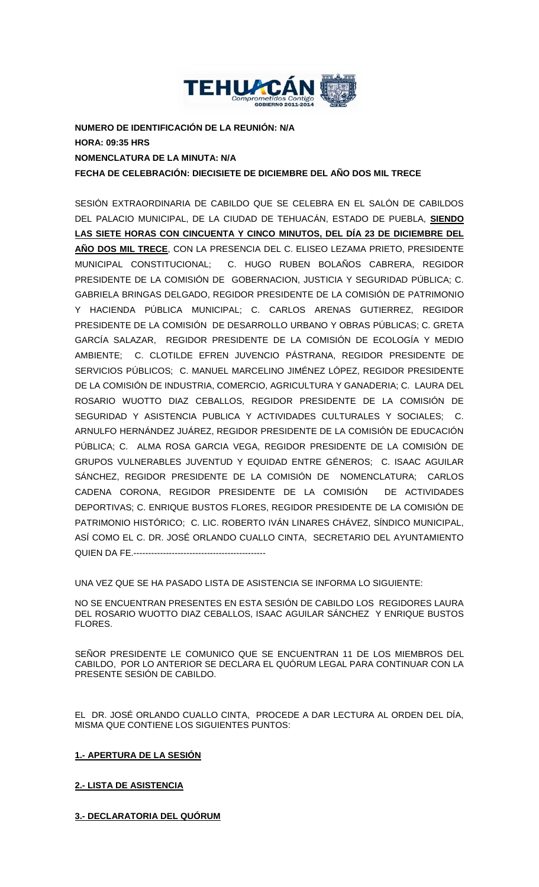**NUMERO DE IDENTIFICACIÓN DE LA REUNIÓN: N/A**

**HORA: 09:35 HRS**

**NOMENCLATURA DE LA MINUTA: N/A**

**FECHA DE CELEBRACIÓN: DIECISIETE DE DICIEMBRE DEL AÑO DOS MIL TRECE**

SESIÓN EXTRAORDINARIA DE CABILDO QUE SE CELEBRA EN EL SALÓN DE CABILDOS DEL PALACIO MUNICIPAL, DE LA CIUDAD DE TEHUACÁN, ESTADO DE PUEBLA, **SIENDO LAS SIETE HORAS CON CINCUENTA Y CINCO MINUTOS, DEL DÍA 23 DE DICIEMBRE DEL AÑO DOS MIL TRECE**, CON LA PRESENCIA DEL C. ELISEO LEZAMA PRIETO, PRESIDENTE MUNICIPAL CONSTITUCIONAL; C. HUGO RUBEN BOLAÑOS CABRERA, REGIDOR PRESIDENTE DE LA COMISIÓN DE GOBERNACION, JUSTICIA Y SEGURIDAD PÚBLICA; C. GABRIELA BRINGAS DELGADO, REGIDOR PRESIDENTE DE LA COMISIÓN DE PATRIMONIO Y HACIENDA PÚBLICA MUNICIPAL; C. CARLOS ARENAS GUTIERREZ, REGIDOR PRESIDENTE DE LA COMISIÓN DE DESARROLLO URBANO Y OBRAS PÚBLICAS; C. GRETA GARCÍA SALAZAR, REGIDOR PRESIDENTE DE LA COMISIÓN DE ECOLOGÍA Y MEDIO AMBIENTE; C. CLOTILDE EFREN JUVENCIO PÁSTRANA, REGIDOR PRESIDENTE DE SERVICIOS PÚBLICOS; C. MANUEL MARCELINO JIMÉNEZ LÓPEZ, REGIDOR PRESIDENTE DE LA COMISIÓN DE INDUSTRIA, COMERCIO, AGRICULTURA Y GANADERIA; C. LAURA DEL ROSARIO WUOTTO DIAZ CEBALLOS, REGIDOR PRESIDENTE DE LA COMISIÓN DE SEGURIDAD Y ASISTENCIA PUBLICA Y ACTIVIDADES CULTURALES Y SOCIALES; C. ARNULFO HERNÁNDEZ JUÁREZ, REGIDOR PRESIDENTE DE LA COMISIÓN DE EDUCACIÓN PÚBLICA; C. ALMA ROSA GARCIA VEGA, REGIDOR PRESIDENTE DE LA COMISIÓN DE GRUPOS VULNERABLES JUVENTUD Y EQUIDAD ENTRE GÉNEROS; C. ISAAC AGUILAR SÁNCHEZ, REGIDOR PRESIDENTE DE LA COMISIÓN DE NOMENCLATURA; CARLOS CADENA CORONA, REGIDOR PRESIDENTE DE LA COMISIÓN DE ACTIVIDADES DEPORTIVAS; C. ENRIQUE BUSTOS FLORES, REGIDOR PRESIDENTE DE LA COMISIÓN DE PATRIMONIO HISTÓRICO; C. LIC. ROBERTO IVÁN LINARES CHÁVEZ, SÍNDICO MUNICIPAL, ASÍ COMO EL C. DR. JOSÉ ORLANDO CUALLO CINTA, SECRETARIO DEL AYUNTAMIENTO QUIEN DA FE.----------------------------------------------

UNA VEZ QUE SE HA PASADO LISTA DE ASISTENCIA SE INFORMA LO SIGUIENTE:

NO SE ENCUENTRAN PRESENTES EN ESTA SESIÓN DE CABILDO LOS REGIDORES LAURA DEL ROSARIO WUOTTO DIAZ CEBALLOS, ISAAC AGUILAR SÁNCHEZ Y ENRIQUE BUSTOS FLORES.

SEÑOR PRESIDENTE LE COMUNICO QUE SE ENCUENTRAN 11 DE LOS MIEMBROS DEL CABILDO, POR LO ANTERIOR SE DECLARA EL QUÓRUM LEGAL PARA CONTINUAR CON LA PRESENTE SESIÓN DE CABILDO.

EL DR. JOSÉ ORLANDO CUALLO CINTA, PROCEDE A DAR LECTURA AL ORDEN DEL DÍA, MISMA QUE CONTIENE LOS SIGUIENTES PUNTOS:

**1.- APERTURA DE LA SESIÓN**

**2.- LISTA DE ASISTENCIA**

**3.- DECLARATORIA DEL QUÓRUM**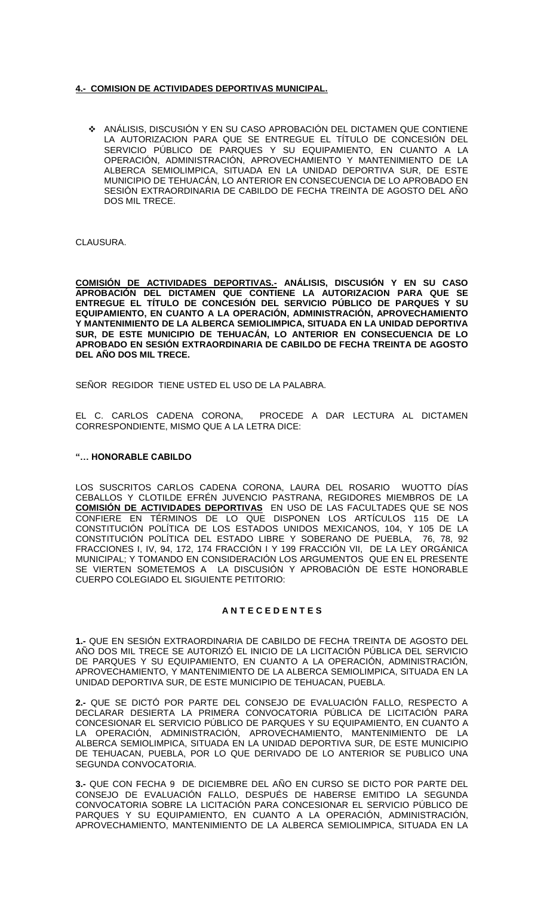**4.- COMISION DE ACTIVIDADES DEPORTIVAS MUNICIPAL.**

- ANÁLISIS, DISCUSIÓN Y EN SU CASO APROBACIÓN DEL DICTAMEN QUE CONTIENE LA AUTORIZACION PARA QUE SE ENTREGUE EL TÍTULO DE CONCESIÓN DEL SERVICIO PÚBLICO DE PARQUES Y SU EQUIPAMIENTO, EN CUANTO A LA OPERACIÓN, ADMINISTRACIÓN, APROVECHAMIENTO Y MANTENIMIENTO DE LA ALBERCA SEMIOLIMPICA, SITUADA EN LA UNIDAD DEPORTIVA SUR, DE ESTE MUNICIPIO DE TEHUACÁN, LO ANTERIOR EN CONSECUENCIA DE LO APROBADO EN SESIÓN EXTRAORDINARIA DE CABILDO DE FECHA TREINTA DE AGOSTO DEL AÑO DOS MIL TRECE.

CLAUSURA.

**COMISIÓN DE ACTIVIDADES DEPORTIVAS.- ANÁLISIS, DISCUSIÓN Y EN SU CASO APROBACIÓN DEL DICTAMEN QUE CONTIENE LA AUTORIZACION PARA QUE SE ENTREGUE EL TÍTULO DE CONCESIÓN DEL SERVICIO PÚBLICO DE PARQUES Y SU EQUIPAMIENTO, EN CUANTO A LA OPERACIÓN, ADMINISTRACIÓN, APROVECHAMIENTO Y MANTENIMIENTO DE LA ALBERCA SEMIOLIMPICA, SITUADA EN LA UNIDAD DEPORTIVA SUR, DE ESTE MUNICIPIO DE TEHUACÁN, LO ANTERIOR EN CONSECUENCIA DE LO APROBADO EN SESIÓN EXTRAORDINARIA DE CABILDO DE FECHA TREINTA DE AGOSTO DEL AÑO DOS MIL TRECE.**

SEÑOR REGIDOR TIENE USTED EL USO DE LA PALABRA.

EL C. CARLOS CADENA CORONA, PROCEDE A DAR LECTURA AL DICTAMEN CORRESPONDIENTE, MISMO QUE A LA LETRA DICE:

**"… HONORABLE CABILDO**

LOS SUSCRITOS CARLOS CADENA CORONA, LAURA DEL ROSARIO WUOTTO DÍAS CEBALLOS Y CLOTILDE EFRÉN JUVENCIO PASTRANA, REGIDORES MIEMBROS DE LA **COMISIÓN DE ACTIVIDADES DEPORTIVAS** EN USO DE LAS FACULTADES QUE SE NOS CONFIERE EN TÉRMINOS DE LO QUE DISPONEN LOS ARTÍCULOS 115 DE LA CONSTITUCIÓN POLÍTICA DE LOS ESTADOS UNIDOS MEXICANOS, 104, Y 105 DE LA CONSTITUCIÓN POLÍTICA DEL ESTADO LIBRE Y SOBERANO DE PUEBLA, 76, 78, 92 FRACCIONES I, IV, 94, 172, 174 FRACCIÓN I Y 199 FRACCIÓN VII, DE LA LEY ORGÁNICA MUNICIPAL; Y TOMANDO EN CONSIDERACIÓN LOS ARGUMENTOS QUE EN EL PRESENTE SE VIERTEN SOMETEMOS A LA DISCUSIÓN Y APROBACIÓN DE ESTE HONORABLE CUERPO COLEGIADO EL SIGUIENTE PETITORIO:

**A N T E C E D E N T E S**

**1.-** QUE EN SESIÓN EXTRAORDINARIA DE CABILDO DE FECHA TREINTA DE AGOSTO DEL AÑO DOS MIL TRECE SE AUTORIZÓ EL INICIO DE LA LICITACIÓN PÚBLICA DEL SERVICIO DE PARQUES Y SU EQUIPAMIENTO, EN CUANTO A LA OPERACIÓN, ADMINISTRACIÓN, APROVECHAMIENTO, Y MANTENIMIENTO DE LA ALBERCA SEMIOLIMPICA, SITUADA EN LA UNIDAD DEPORTIVA SUR, DE ESTE MUNICIPIO DE TEHUACAN, PUEBLA.

**2.-** QUE SE DICTÓ POR PARTE DEL CONSEJO DE EVALUACIÓN FALLO, RESPECTO A DECLARAR DESIERTA LA PRIMERA CONVOCATORIA PÚBLICA DE LICITACIÓN PARA CONCESIONAR EL SERVICIO PÚBLICO DE PARQUES Y SU EQUIPAMIENTO, EN CUANTO A LA OPERACIÓN, ADMINISTRACIÓN, APROVECHAMIENTO, MANTENIMIENTO DE LA ALBERCA SEMIOLIMPICA, SITUADA EN LA UNIDAD DEPORTIVA SUR, DE ESTE MUNICIPIO DE TEHUACAN, PUEBLA, POR LO QUE DERIVADO DE LO ANTERIOR SE PUBLICO UNA SEGUNDA CONVOCATORIA.

**3.-** QUE CON FECHA 9 DE DICIEMBRE DEL AÑO EN CURSO SE DICTO POR PARTE DEL CONSEJO DE EVALUACIÓN FALLO, DESPUÉS DE HABERSE EMITIDO LA SEGUNDA CONVOCATORIA SOBRE LA LICITACIÓN PARA CONCESIONAR EL SERVICIO PÚBLICO DE PARQUES Y SU EQUIPAMIENTO, EN CUANTO A LA OPERACIÓN, ADMINISTRACIÓN, APROVECHAMIENTO, MANTENIMIENTO DE LA ALBERCA SEMIOLIMPICA, SITUADA EN LA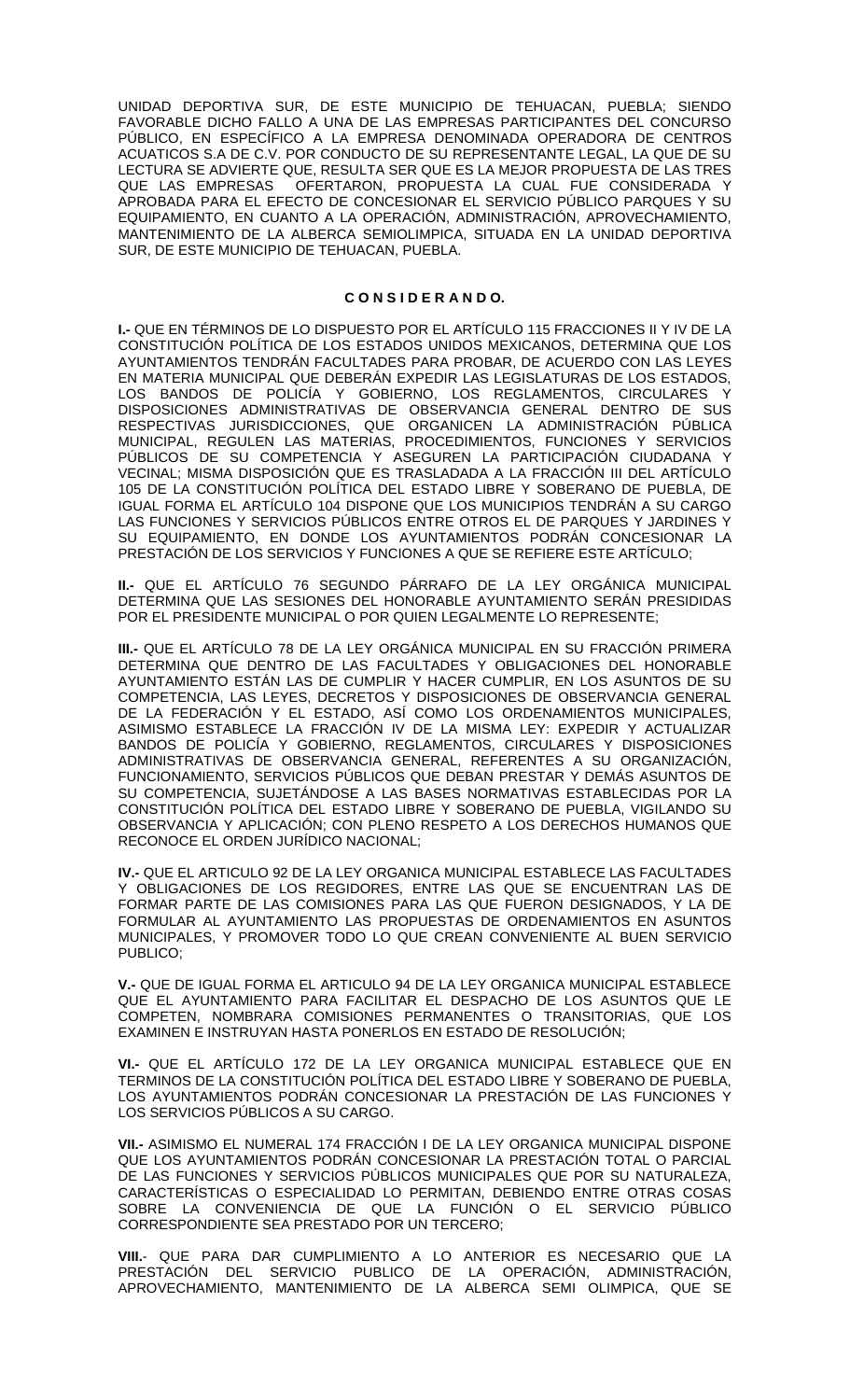UNIDAD DEPORTIVA SUR, DE ESTE MUNICIPIO DE TEHUACAN, PUEBLA; SIENDO FAVORABLE DICHO FALLO A UNA DE LAS EMPRESAS PARTICIPANTES DEL CONCURSO PÚBLICO, EN ESPECÍFICO A LA EMPRESA DENOMINADA OPERADORA DE CENTROS ACUATICOS S.A DE C.V. POR CONDUCTO DE SU REPRESENTANTE LEGAL, LA QUE DE SU LECTURA SE ADVIERTE QUE, RESULTA SER QUE ES LA MEJOR PROPUESTA DE LAS TRES QUE LAS EMPRESAS OFERTARON, PROPUESTA LA CUAL FUE CONSIDERADA Y APROBADA PARA EL EFECTO DE CONCESIONAR EL SERVICIO PÚBLICO PARQUES Y SU EQUIPAMIENTO, EN CUANTO A LA OPERACIÓN, ADMINISTRACIÓN, APROVECHAMIENTO, MANTENIMIENTO DE LA ALBERCA SEMIOLIMPICA, SITUADA EN LA UNIDAD DEPORTIVA SUR, DE ESTE MUNICIPIO DE TEHUACAN, PUEBLA.

**C O N S I D E R A N D O.**

**I.-** QUE EN TÉRMINOS DE LO DISPUESTO POR EL ARTÍCULO 115 FRACCIONES II Y IV DE LA CONSTITUCIÓN POLÍTICA DE LOS ESTADOS UNIDOS MEXICANOS, DETERMINA QUE LOS AYUNTAMIENTOS TENDRÁN FACULTADES PARA PROBAR, DE ACUERDO CON LAS LEYES EN MATERIA MUNICIPAL QUE DEBERÁN EXPEDIR LAS LEGISLATURAS DE LOS ESTADOS, LOS BANDOS DE POLICÍA Y GOBIERNO, LOS REGLAMENTOS, CIRCULARES Y DISPOSICIONES ADMINISTRATIVAS DE OBSERVANCIA GENERAL DENTRO DE SUS RESPECTIVAS JURISDICCIONES, QUE ORGANICEN LA ADMINISTRACIÓN PÚBLICA MUNICIPAL, REGULEN LAS MATERIAS, PROCEDIMIENTOS, FUNCIONES Y SERVICIOS PÚBLICOS DE SU COMPETENCIA Y ASEGUREN LA PARTICIPACIÓN CIUDADANA Y VECINAL; MISMA DISPOSICIÓN QUE ES TRASLADADA A LA FRACCIÓN III DEL ARTÍCULO 105 DE LA CONSTITUCIÓN POLÍTICA DEL ESTADO LIBRE Y SOBERANO DE PUEBLA, DE IGUAL FORMA EL ARTÍCULO 104 DISPONE QUE LOS MUNICIPIOS TENDRÁN A SU CARGO LAS FUNCIONES Y SERVICIOS PÚBLICOS ENTRE OTROS EL DE PARQUES Y JARDINES Y SU EQUIPAMIENTO, EN DONDE LOS AYUNTAMIENTOS PODRÁN CONCESIONAR LA PRESTACIÓN DE LOS SERVICIOS Y FUNCIONES A QUE SE REFIERE ESTE ARTÍCULO;

**II.-** QUE EL ARTÍCULO 76 SEGUNDO PÁRRAFO DE LA LEY ORGÁNICA MUNICIPAL DETERMINA QUE LAS SESIONES DEL HONORABLE AYUNTAMIENTO SERÁN PRESIDIDAS POR EL PRESIDENTE MUNICIPAL O POR QUIEN LEGALMENTE LO REPRESENTE;

**III.-** QUE EL ARTÍCULO 78 DE LA LEY ORGÁNICA MUNICIPAL EN SU FRACCIÓN PRIMERA DETERMINA QUE DENTRO DE LAS FACULTADES Y OBLIGACIONES DEL HONORABLE AYUNTAMIENTO ESTÁN LAS DE CUMPLIR Y HACER CUMPLIR, EN LOS ASUNTOS DE SU COMPETENCIA, LAS LEYES, DECRETOS Y DISPOSICIONES DE OBSERVANCIA GENERAL DE LA FEDERACIÓN Y EL ESTADO, ASÍ COMO LOS ORDENAMIENTOS MUNICIPALES, ASIMISMO ESTABLECE LA FRACCIÓN IV DE LA MISMA LEY: EXPEDIR Y ACTUALIZAR BANDOS DE POLICÍA Y GOBIERNO, REGLAMENTOS, CIRCULARES Y DISPOSICIONES ADMINISTRATIVAS DE OBSERVANCIA GENERAL, REFERENTES A SU ORGANIZACIÓN, FUNCIONAMIENTO, SERVICIOS PÚBLICOS QUE DEBAN PRESTAR Y DEMÁS ASUNTOS DE SU COMPETENCIA, SUJETÁNDOSE A LAS BASES NORMATIVAS ESTABLECIDAS POR LA CONSTITUCIÓN POLÍTICA DEL ESTADO LIBRE Y SOBERANO DE PUEBLA, VIGILANDO SU OBSERVANCIA Y APLICACIÓN; CON PLENO RESPETO A LOS DERECHOS HUMANOS QUE RECONOCE EL ORDEN JURÍDICO NACIONAL;

**IV.-** QUE EL ARTICULO 92 DE LA LEY ORGANICA MUNICIPAL ESTABLECE LAS FACULTADES Y OBLIGACIONES DE LOS REGIDORES, ENTRE LAS QUE SE ENCUENTRAN LAS DE FORMAR PARTE DE LAS COMISIONES PARA LAS QUE FUERON DESIGNADOS, Y LA DE FORMULAR AL AYUNTAMIENTO LAS PROPUESTAS DE ORDENAMIENTOS EN ASUNTOS MUNICIPALES, Y PROMOVER TODO LO QUE CREAN CONVENIENTE AL BUEN SERVICIO PUBLICO;

**V.-** QUE DE IGUAL FORMA EL ARTICULO 94 DE LA LEY ORGANICA MUNICIPAL ESTABLECE QUE EL AYUNTAMIENTO PARA FACILITAR EL DESPACHO DE LOS ASUNTOS QUE LE COMPETEN, NOMBRARA COMISIONES PERMANENTES O TRANSITORIAS, QUE LOS EXAMINEN E INSTRUYAN HASTA PONERLOS EN ESTADO DE RESOLUCIÓN;

**VI.-** QUE EL ARTÍCULO 172 DE LA LEY ORGANICA MUNICIPAL ESTABLECE QUE EN TERMINOS DE LA CONSTITUCIÓN POLÍTICA DEL ESTADO LIBRE Y SOBERANO DE PUEBLA, LOS AYUNTAMIENTOS PODRÁN CONCESIONAR LA PRESTACIÓN DE LAS FUNCIONES Y LOS SERVICIOS PÚBLICOS A SU CARGO.

**VII.-** ASIMISMO EL NUMERAL 174 FRACCIÓN I DE LA LEY ORGANICA MUNICIPAL DISPONE QUE LOS AYUNTAMIENTOS PODRÁN CONCESIONAR LA PRESTACIÓN TOTAL O PARCIAL DE LAS FUNCIONES Y SERVICIOS PÚBLICOS MUNICIPALES QUE POR SU NATURALEZA, CARACTERÍSTICAS O ESPECIALIDAD LO PERMITAN, DEBIENDO ENTRE OTRAS COSAS SOBRE LA CONVENIENCIA DE QUE LA FUNCIÓN O EL SERVICIO PÚBLICO CORRESPONDIENTE SEA PRESTADO POR UN TERCERO;

**VIII.**- QUE PARA DAR CUMPLIMIENTO A LO ANTERIOR ES NECESARIO QUE LA PRESTACIÓN DEL SERVICIO PUBLICO DE LA OPERACIÓN, ADMINISTRACIÓN, APROVECHAMIENTO, MANTENIMIENTO DE LA ALBERCA SEMI OLIMPICA, QUE SE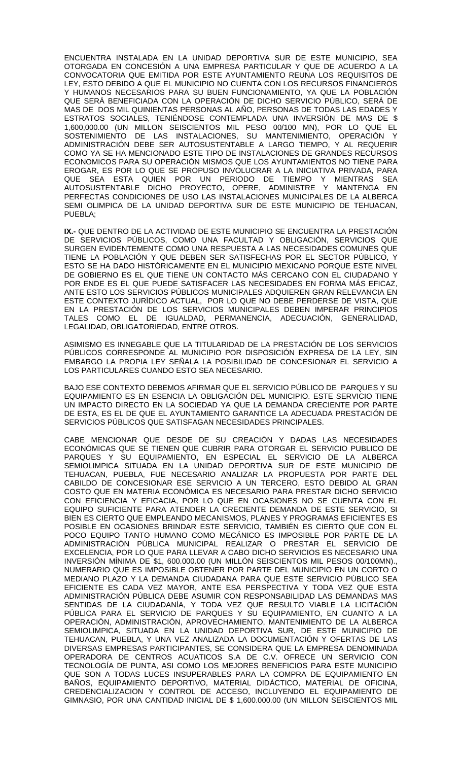ENCUENTRA INSTALADA EN LA UNIDAD DEPORTIVA SUR DE ESTE MUNICIPIO, SEA OTORGADA EN CONCESIÓN A UNA EMPRESA PARTICULAR Y QUE DE ACUERDO A LA CONVOCATORIA QUE EMITIDA POR ESTE AYUNTAMIENTO REUNA LOS REQUISITOS DE LEY, ESTO DEBIDO A QUE EL MUNICIPIO NO CUENTA CON LOS RECURSOS FINANCIEROS Y HUMANOS NECESARIOS PARA SU BUEN FUNCIONAMIENTO, YA QUE LA POBLACIÓN QUE SERÁ BENEFICIADA CON LA OPERACIÓN DE DICHO SERVICIO PÚBLICO, SERÁ DE MAS DE DOS MIL QUINIENTAS PERSONAS AL AÑO, PERSONAS DE TODAS LAS EDADES Y ESTRATOS SOCIALES, TENIÉNDOSE CONTEMPLADA UNA INVERSIÓN DE MAS DE $ 1,600,000.00 (UN MILLON SEISCIENTOS MIL PESO 00/100 MN), POR LO QUE EL SOSTENIMIENTO DE LAS INSTALACIONES, SU MANTENIMIENTO, OPERACIÓN Y ADMINISTRACIÓN DEBE SER AUTOSUSTENTABLE A LARGO TIEMPO, Y AL REQUERIR COMO YA SE HA MENCIONADO ESTE TIPO DE INSTALACIONES DE GRANDES RECURSOS ECONOMICOS PARA SU OPERACIÓN MISMOS QUE LOS AYUNTAMIENTOS NO TIENE PARA EROGAR, ES POR LO QUE SE PROPUSO INVOLUCRAR A LA INICIATIVA PRIVADA, PARA QUE SEA ESTA QUIEN POR UN PERIODO DE TIEMPO Y MIENTRAS SEA AUTOSUSTENTABLE DICHO PROYECTO, OPERE, ADMINISTRE Y MANTENGA EN PERFECTAS CONDICIONES DE USO LAS INSTALACIONES MUNICIPALES DE LA ALBERCA SEMI OLIMPICA DE LA UNIDAD DEPORTIVA SUR DE ESTE MUNICIPIO DE TEHUACAN, PUEBLA;

**IX.-** QUE DENTRO DE LA ACTIVIDAD DE ESTE MUNICIPIO SE ENCUENTRA LA PRESTACIÓN DE SERVICIOS PÚBLICOS, COMO UNA FACULTAD Y OBLIGACIÓN, SERVICIOS QUE SURGEN EVIDENTEMENTE COMO UNA RESPUESTA A LAS NECESIDADES COMUNES QUE TIENE LA POBLACIÓN Y QUE DEBEN SER SATISFECHAS POR EL SECTOR PÚBLICO, Y ESTO SE HA DADO HISTÓRICAMENTE EN EL MUNICIPIO MEXICANO PORQUE ESTE NIVEL DE GOBIERNO ES EL QUE TIENE UN CONTACTO MÁS CERCANO CON EL CIUDADANO Y POR ENDE ES EL QUE PUEDE SATISFACER LAS NECESIDADES EN FORMA MÁS EFICAZ, ANTE ESTO LOS SERVICIOS PÚBLICOS MUNICIPALES ADQUIEREN GRAN RELEVANCIA EN ESTE CONTEXTO JURÍDICO ACTUAL, POR LO QUE NO DEBE PERDERSE DE VISTA, QUE EN LA PRESTACIÓN DE LOS SERVICIOS MUNICIPALES DEBEN IMPERAR PRINCIPIOS TALES COMO EL DE IGUALDAD, PERMANENCIA, ADECUACIÓN, GENERALIDAD, LEGALIDAD, OBLIGATORIEDAD, ENTRE OTROS.

ASIMISMO ES INNEGABLE QUE LA TITULARIDAD DE LA PRESTACIÓN DE LOS SERVICIOS PÚBLICOS CORRESPONDE AL MUNICIPIO POR DISPOSICIÓN EXPRESA DE LA LEY, SIN EMBARGO LA PROPIA LEY SEÑALA LA POSIBILIDAD DE CONCESIONAR EL SERVICIO A LOS PARTICULARES CUANDO ESTO SEA NECESARIO.

BAJO ESE CONTEXTO DEBEMOS AFIRMAR QUE EL SERVICIO PÚBLICO DE PARQUES Y SU EQUIPAMIENTO ES EN ESENCIA LA OBLIGACIÓN DEL MUNICIPIO. ESTE SERVICIO TIENE UN IMPACTO DIRECTO EN LA SOCIEDAD YA QUE LA DEMANDA CRECIENTE POR PARTE DE ESTA, ES EL DE QUE EL AYUNTAMIENTO GARANTICE LA ADECUADA PRESTACIÓN DE SERVICIOS PÚBLICOS QUE SATISFAGAN NECESIDADES PRINCIPALES.

CABE MENCIONAR QUE DESDE DE SU CREACIÓN Y DADAS LAS NECESIDADES ECONÓMICAS QUE SE TIENEN QUE CUBRIR PARA OTORGAR EL SERVICIO PUBLICO DE PARQUES Y SU EQUIPAMIENTO, EN ESPECIAL EL SERVICIO DE LA ALBERCA SEMIOLIMPICA SITUADA EN LA UNIDAD DEPORTIVA SUR DE ESTE MUNICIPIO DE TEHUACAN, PUEBLA, FUE NECESARIO ANALIZAR LA PROPUESTA POR PARTE DEL CABILDO DE CONCESIONAR ESE SERVICIO A UN TERCERO, ESTO DEBIDO AL GRAN COSTO QUE EN MATERIA ECONÓMICA ES NECESARIO PARA PRESTAR DICHO SERVICIO CON EFICIENCIA Y EFICACIA, POR LO QUE EN OCASIONES NO SE CUENTA CON EL EQUIPO SUFICIENTE PARA ATENDER LA CRECIENTE DEMANDA DE ESTE SERVICIO, SI BIEN ES CIERTO QUE EMPLEANDO MECANISMOS, PLANES Y PROGRAMAS EFICIENTES ES POSIBLE EN OCASIONES BRINDAR ESTE SERVICIO, TAMBIÉN ES CIERTO QUE CON EL POCO EQUIPO TANTO HUMANO COMO MECÁNICO ES IMPOSIBLE POR PARTE DE LA ADMINISTRACIÓN PÚBLICA MUNICIPAL REALIZAR O PRESTAR EL SERVICIO DE EXCELENCIA, POR LO QUE PARA LLEVAR A CABO DICHO SERVICIOS ES NECESARIO UNA INVERSIÓN MÍNIMA DE $1, 600.000.00 (UN MILLÓN SEISCIENTOS MIL PESOS 00/100MN)., NUMERARIO QUE ES IMPOSIBLE OBTENER POR PARTE DEL MUNICIPIO EN UN CORTO O MEDIANO PLAZO Y LA DEMANDA CIUDADANA PARA QUE ESTE SERVICIO PÚBLICO SEA EFICIENTE ES CADA VEZ MAYOR, ANTE ESA PERSPECTIVA Y TODA VEZ QUE ESTA ADMINISTRACIÓN PÚBLICA DEBE ASUMIR CON RESPONSABILIDAD LAS DEMANDAS MAS SENTIDAS DE LA CIUDADANÍA, Y TODA VEZ QUE RESULTO VIABLE LA LICITACIÓN PÚBLICA PARA EL SERVICIO DE PARQUES Y SU EQUIPAMIENTO, EN CUANTO A LA OPERACIÓN, ADMINISTRACIÓN, APROVECHAMIENTO, MANTENIMIENTO DE LA ALBERCA SEMIOLIMPICA, SITUADA EN LA UNIDAD DEPORTIVA SUR, DE ESTE MUNICIPIO DE TEHUACAN, PUEBLA, Y UNA VEZ ANALIZADA LA DOCUMENTACIÓN Y OFERTAS DE LAS DIVERSAS EMPRESAS PARTICIPANTES, SE CONSIDERA QUE LA EMPRESA DENOMINADA OPERADORA DE CENTROS ACUATICOS S.A DE C.V. OFRECE UN SERVICIO CON TECNOLOGÍA DE PUNTA, ASI COMO LOS MEJORES BENEFICIOS PARA ESTE MUNICIPIO QUE SON A TODAS LUCES INSUPERABLES PARA LA COMPRA DE EQUIPAMIENTO EN BAÑOS, EQUIPAMIENTO DEPORTIVO, MATERIAL DIDÁCTICO, MATERIAL DE OFICINA, CREDENCIALIZACION Y CONTROL DE ACCESO, INCLUYENDO EL EQUIPAMIENTO DE GIMNASIO, POR UNA CANTIDAD INICIAL DE $ 1,600.000.00 (UN MILLON SEISCIENTOS MIL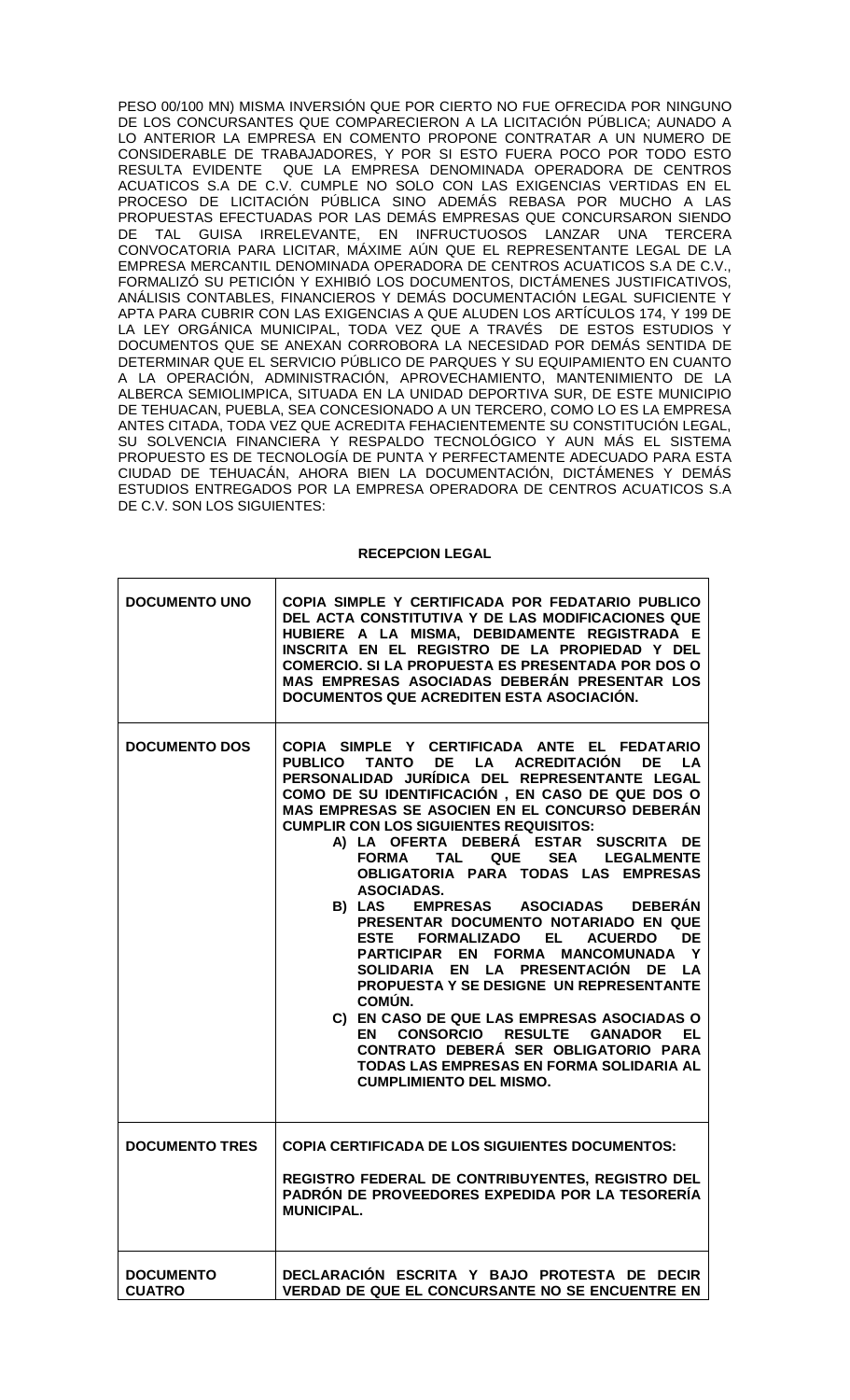PESO 00/100 MN) MISMA INVERSIÓN QUE POR CIERTO NO FUE OFRECIDA POR NINGUNO DE LOS CONCURSANTES QUE COMPARECIERON A LA LICITACIÓN PÚBLICA; AUNADO A LO ANTERIOR LA EMPRESA EN COMENTO PROPONE CONTRATAR A UN NUMERO DE CONSIDERABLE DE TRABAJADORES, Y POR SI ESTO FUERA POCO POR TODO ESTO RESULTA EVIDENTE QUE LA EMPRESA DENOMINADA OPERADORA DE CENTROS ACUATICOS S.A DE C.V. CUMPLE NO SOLO CON LAS EXIGENCIAS VERTIDAS EN EL PROCESO DE LICITACIÓN PÚBLICA SINO ADEMÁS REBASA POR MUCHO A LAS PROPUESTAS EFECTUADAS POR LAS DEMÁS EMPRESAS QUE CONCURSARON SIENDO DE TAL GUISA IRRELEVANTE, EN INFRUCTUOSOS LANZAR UNA TERCERA CONVOCATORIA PARA LICITAR, MÁXIME AÚN QUE EL REPRESENTANTE LEGAL DE LA EMPRESA MERCANTIL DENOMINADA OPERADORA DE CENTROS ACUATICOS S.A DE C.V., FORMALIZÓ SU PETICIÓN Y EXHIBIÓ LOS DOCUMENTOS, DICTÁMENES JUSTIFICATIVOS, ANÁLISIS CONTABLES, FINANCIEROS Y DEMÁS DOCUMENTACIÓN LEGAL SUFICIENTE Y APTA PARA CUBRIR CON LAS EXIGENCIAS A QUE ALUDEN LOS ARTÍCULOS 174, Y 199 DE LA LEY ORGÁNICA MUNICIPAL, TODA VEZ QUE A TRAVÉS DE ESTOS ESTUDIOS Y DOCUMENTOS QUE SE ANEXAN CORROBORA LA NECESIDAD POR DEMÁS SENTIDA DE DETERMINAR QUE EL SERVICIO PÚBLICO DE PARQUES Y SU EQUIPAMIENTO EN CUANTO A LA OPERACIÓN, ADMINISTRACIÓN, APROVECHAMIENTO, MANTENIMIENTO DE LA ALBERCA SEMIOLIMPICA, SITUADA EN LA UNIDAD DEPORTIVA SUR, DE ESTE MUNICIPIO DE TEHUACAN, PUEBLA, SEA CONCESIONADO A UN TERCERO, COMO LO ES LA EMPRESA ANTES CITADA, TODA VEZ QUE ACREDITA FEHACIENTEMENTE SU CONSTITUCIÓN LEGAL, SU SOLVENCIA FINANCIERA Y RESPALDO TECNOLÓGICO Y AUN MÁS EL SISTEMA PROPUESTO ES DE TECNOLOGÍA DE PUNTA Y PERFECTAMENTE ADECUADO PARA ESTA CIUDAD DE TEHUACÁN, AHORA BIEN LA DOCUMENTACIÓN, DICTÁMENES Y DEMÁS ESTUDIOS ENTREGADOS POR LA EMPRESA OPERADORA DE CENTROS ACUATICOS S.A DE C.V. SON LOS SIGUIENTES:

**RECEPCION LEGAL**

| | |
|---|---|
| **DOCUMENTO UNO** | **COPIA SIMPLE Y CERTIFICADA POR FEDATARIO PUBLICO DEL ACTA CONSTITUTIVA Y DE LAS MODIFICACIONES QUE HUBIERE A LA MISMA, DEBIDAMENTE REGISTRADA E INSCRITA EN EL REGISTRO DE LA PROPIEDAD Y DEL COMERCIO. SI LA PROPUESTA ES PRESENTADA POR DOS O MAS EMPRESAS ASOCIADAS DEBERÁN PRESENTAR LOS DOCUMENTOS QUE ACREDITEN ESTA ASOCIACIÓN.** |
| **DOCUMENTO DOS** | **COPIA SIMPLE Y CERTIFICADA ANTE EL FEDATARIO PUBLICO TANTO DE LA ACREDITACIÓN DE LA PERSONALIDAD JURÍDICA DEL REPRESENTANTE LEGAL COMO DE SU IDENTIFICACIÓN , EN CASO DE QUE DOS O MAS EMPRESAS SE ASOCIEN EN EL CONCURSO DEBERÁN CUMPLIR CON LOS SIGUIENTES REQUISITOS:** <br> **A) LA OFERTA DEBERÁ ESTAR SUSCRITA DE FORMA TAL QUE SEA LEGALMENTE OBLIGATORIA PARA TODAS LAS EMPRESAS ASOCIADAS.** <br> **B) LAS EMPRESAS ASOCIADAS DEBERÁN PRESENTAR DOCUMENTO NOTARIADO EN QUE ESTE FORMALIZADO EL ACUERDO DE PARTICIPAR EN FORMA MANCOMUNADA Y SOLIDARIA EN LA PRESENTACIÓN DE LA PROPUESTA Y SE DESIGNE UN REPRESENTANTE COMÚN.** <br> **C) EN CASO DE QUE LAS EMPRESAS ASOCIADAS O EN CONSORCIO RESULTE GANADOR EL CONTRATO DEBERÁ SER OBLIGATORIO PARA TODAS LAS EMPRESAS EN FORMA SOLIDARIA AL CUMPLIMIENTO DEL MISMO.** |
| **DOCUMENTO TRES** | **COPIA CERTIFICADA DE LOS SIGUIENTES DOCUMENTOS:** <br><br> **REGISTRO FEDERAL DE CONTRIBUYENTES, REGISTRO DEL PADRÓN DE PROVEEDORES EXPEDIDA POR LA TESORERÍA MUNICIPAL.** |
| **DOCUMENTO CUATRO** | **DECLARACIÓN ESCRITA Y BAJO PROTESTA DE DECIR VERDAD DE QUE EL CONCURSANTE NO SE ENCUENTRE EN** |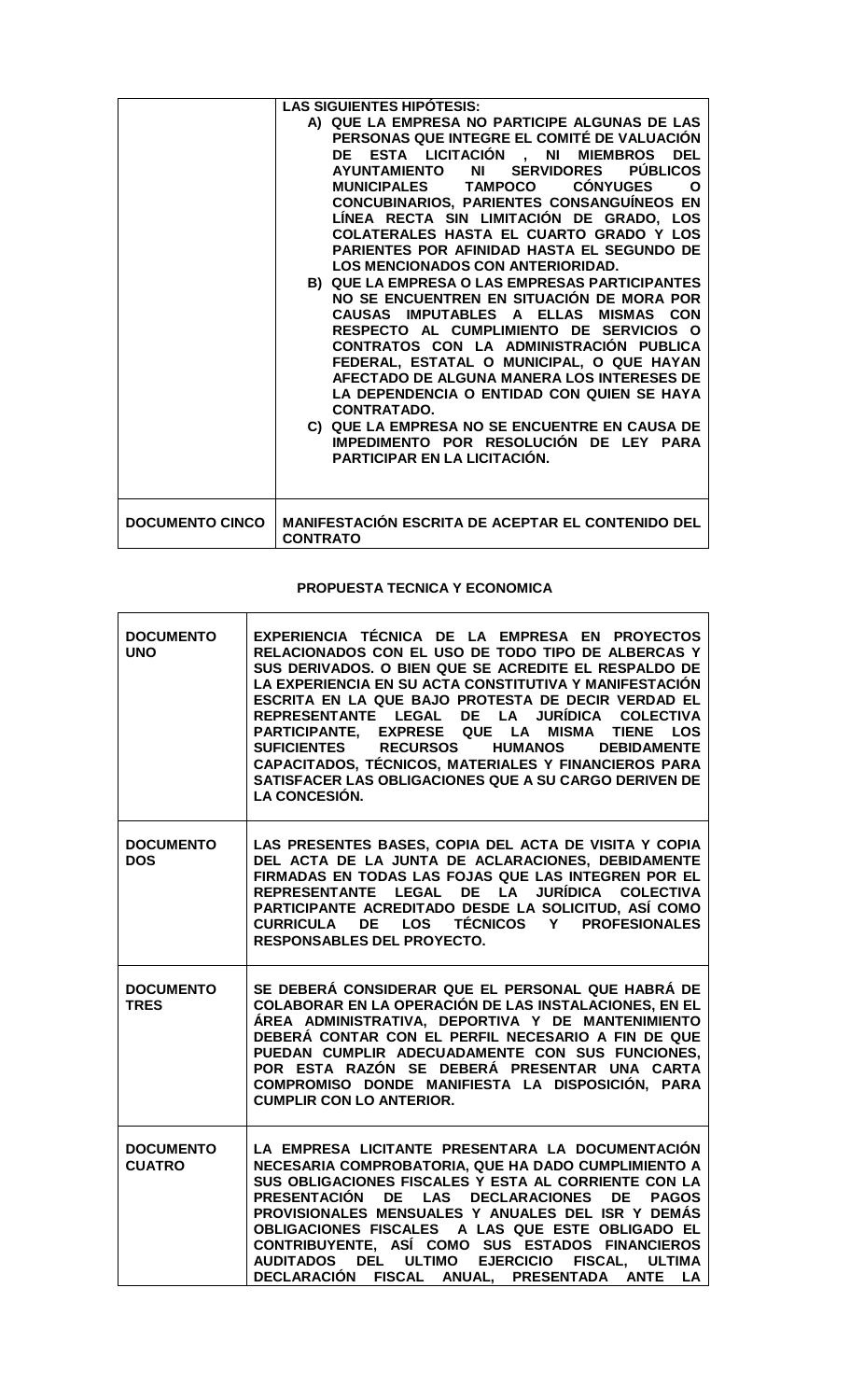| | |
|---|---|
| | **LAS SIGUIENTES HIPÓTESIS:**<br>**A) QUE LA EMPRESA NO PARTICIPE ALGUNAS DE LAS PERSONAS QUE INTEGRE EL COMITÉ DE VALUACIÓN DE ESTA LICITACIÓN , NI MIEMBROS DEL AYUNTAMIENTO NI SERVIDORES PÚBLICOS MUNICIPALES TAMPOCO CÓNYUGES O CONCUBINARIOS, PARIENTES CONSANGUÍNEOS EN LÍNEA RECTA SIN LIMITACIÓN DE GRADO, LOS COLATERALES HASTA EL CUARTO GRADO Y LOS PARIENTES POR AFINIDAD HASTA EL SEGUNDO DE LOS MENCIONADOS CON ANTERIORIDAD.**<br>**B) QUE LA EMPRESA O LAS EMPRESAS PARTICIPANTES NO SE ENCUENTREN EN SITUACIÓN DE MORA POR CAUSAS IMPUTABLES A ELLAS MISMAS CON RESPECTO AL CUMPLIMIENTO DE SERVICIOS O CONTRATOS CON LA ADMINISTRACIÓN PUBLICA FEDERAL, ESTATAL O MUNICIPAL, O QUE HAYAN AFECTADO DE ALGUNA MANERA LOS INTERESES DE LA DEPENDENCIA O ENTIDAD CON QUIEN SE HAYA CONTRATADO.**<br>**C) QUE LA EMPRESA NO SE ENCUENTRE EN CAUSA DE IMPEDIMENTO POR RESOLUCIÓN DE LEY PARA PARTICIPAR EN LA LICITACIÓN.** |
| **DOCUMENTO CINCO** | **MANIFESTACIÓN ESCRITA DE ACEPTAR EL CONTENIDO DEL CONTRATO** |

**PROPUESTA TECNICA Y ECONOMICA**

| | |
|---|---|
| **DOCUMENTO UNO** | **EXPERIENCIA TÉCNICA DE LA EMPRESA EN PROYECTOS RELACIONADOS CON EL USO DE TODO TIPO DE ALBERCAS Y SUS DERIVADOS. O BIEN QUE SE ACREDITE EL RESPALDO DE LA EXPERIENCIA EN SU ACTA CONSTITUTIVA Y MANIFESTACIÓN ESCRITA EN LA QUE BAJO PROTESTA DE DECIR VERDAD EL REPRESENTANTE LEGAL DE LA JURÍDICA COLECTIVA PARTICIPANTE, EXPRESE QUE LA MISMA TIENE LOS SUFICIENTES RECURSOS HUMANOS DEBIDAMENTE CAPACITADOS, TÉCNICOS, MATERIALES Y FINANCIEROS PARA SATISFACER LAS OBLIGACIONES QUE A SU CARGO DERIVEN DE LA CONCESIÓN.** |
| **DOCUMENTO DOS** | **LAS PRESENTES BASES, COPIA DEL ACTA DE VISITA Y COPIA DEL ACTA DE LA JUNTA DE ACLARACIONES, DEBIDAMENTE FIRMADAS EN TODAS LAS FOJAS QUE LAS INTEGREN POR EL REPRESENTANTE LEGAL DE LA JURÍDICA COLECTIVA PARTICIPANTE ACREDITADO DESDE LA SOLICITUD, ASÍ COMO CURRICULA DE LOS TÉCNICOS Y PROFESIONALES RESPONSABLES DEL PROYECTO.** |
| **DOCUMENTO TRES** | **SE DEBERÁ CONSIDERAR QUE EL PERSONAL QUE HABRÁ DE COLABORAR EN LA OPERACIÓN DE LAS INSTALACIONES, EN EL ÁREA ADMINISTRATIVA, DEPORTIVA Y DE MANTENIMIENTO DEBERÁ CONTAR CON EL PERFIL NECESARIO A FIN DE QUE PUEDAN CUMPLIR ADECUADAMENTE CON SUS FUNCIONES, POR ESTA RAZÓN SE DEBERÁ PRESENTAR UNA CARTA COMPROMISO DONDE MANIFIESTA LA DISPOSICIÓN, PARA CUMPLIR CON LO ANTERIOR.** |
| **DOCUMENTO CUATRO** | **LA EMPRESA LICITANTE PRESENTARA LA DOCUMENTACIÓN NECESARIA COMPROBATORIA, QUE HA DADO CUMPLIMIENTO A SUS OBLIGACIONES FISCALES Y ESTA AL CORRIENTE CON LA PRESENTACIÓN DE LAS DECLARACIONES DE PAGOS PROVISIONALES MENSUALES Y ANUALES DEL ISR Y DEMÁS OBLIGACIONES FISCALES A LAS QUE ESTE OBLIGADO EL CONTRIBUYENTE, ASÍ COMO SUS ESTADOS FINANCIEROS AUDITADOS DEL ULTIMO EJERCICIO FISCAL, ULTIMA DECLARACIÓN FISCAL ANUAL, PRESENTADA ANTE LA** |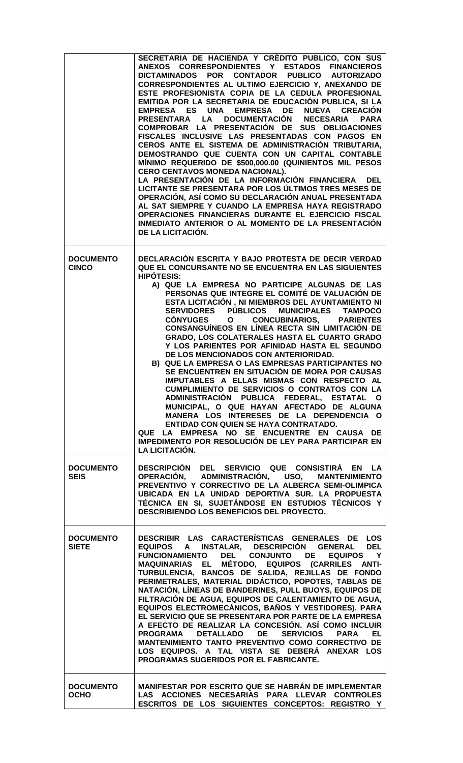| | |
|---|---|
| | SECRETARIA DE HACIENDA Y CRÉDITO PUBLICO, CON SUS ANEXOS CORRESPONDIENTES Y ESTADOS FINANCIEROS DICTAMINADOS POR CONTADOR PUBLICO AUTORIZADO CORRESPONDIENTES AL ULTIMO EJERCICIO Y, ANEXANDO DE ESTE PROFESIONISTA COPIA DE LA CEDULA PROFESIONAL EMITIDA POR LA SECRETARIA DE EDUCACIÓN PUBLICA, SI LA EMPRESA ES UNA EMPRESA DE NUEVA CREACIÓN PRESENTARA LA DOCUMENTACIÓN NECESARIA PARA COMPROBAR LA PRESENTACIÓN DE SUS OBLIGACIONES FISCALES INCLUSIVE LAS PRESENTADAS CON PAGOS EN CEROS ANTE EL SISTEMA DE ADMINISTRACIÓN TRIBUTARIA, DEMOSTRANDO QUE CUENTA CON UN CAPITAL CONTABLE MÍNIMO REQUERIDO DE $500,000.00 (QUINIENTOS MIL PESOS CERO CENTAVOS MONEDA NACIONAL).<br>LA PRESENTACIÓN DE LA INFORMACIÓN FINANCIERA DEL LICITANTE SE PRESENTARA POR LOS ÚLTIMOS TRES MESES DE OPERACIÓN, ASÍ COMO SU DECLARACIÓN ANUAL PRESENTADA AL SAT SIEMPRE Y CUANDO LA EMPRESA HAYA REGISTRADO OPERACIONES FINANCIERAS DURANTE EL EJERCICIO FISCAL INMEDIATO ANTERIOR O AL MOMENTO DE LA PRESENTACIÓN DE LA LICITACIÓN. |
| **DOCUMENTO CINCO** | DECLARACIÓN ESCRITA Y BAJO PROTESTA DE DECIR VERDAD QUE EL CONCURSANTE NO SE ENCUENTRA EN LAS SIGUIENTES HIPÓTESIS:<br>A) QUE LA EMPRESA NO PARTICIPE ALGUNAS DE LAS PERSONAS QUE INTEGRE EL COMITÉ DE VALUACIÓN DE ESTA LICITACIÓN , NI MIEMBROS DEL AYUNTAMIENTO NI SERVIDORES PÚBLICOS MUNICIPALES TAMPOCO CÓNYUGES O CONCUBINARIOS, PARIENTES CONSANGUÍNEOS EN LÍNEA RECTA SIN LIMITACIÓN DE GRADO, LOS COLATERALES HASTA EL CUARTO GRADO Y LOS PARIENTES POR AFINIDAD HASTA EL SEGUNDO DE LOS MENCIONADOS CON ANTERIORIDAD.<br>B) QUE LA EMPRESA O LAS EMPRESAS PARTICIPANTES NO SE ENCUENTREN EN SITUACIÓN DE MORA POR CAUSAS IMPUTABLES A ELLAS MISMAS CON RESPECTO AL CUMPLIMIENTO DE SERVICIOS O CONTRATOS CON LA ADMINISTRACIÓN PUBLICA FEDERAL, ESTATAL O MUNICIPAL, O QUE HAYAN AFECTADO DE ALGUNA MANERA LOS INTERESES DE LA DEPENDENCIA O ENTIDAD CON QUIEN SE HAYA CONTRATADO.<br>QUE LA EMPRESA NO SE ENCUENTRE EN CAUSA DE IMPEDIMENTO POR RESOLUCIÓN DE LEY PARA PARTICIPAR EN LA LICITACIÓN. |
| **DOCUMENTO SEIS** | DESCRIPCIÓN DEL SERVICIO QUE CONSISTIRÁ EN LA OPERACIÓN, ADMINISTRACIÓN, USO, MANTENIMIENTO PREVENTIVO Y CORRECTIVO DE LA ALBERCA SEMI-OLIMPICA UBICADA EN LA UNIDAD DEPORTIVA SUR. LA PROPUESTA TÉCNICA EN SI, SUJETÁNDOSE EN ESTUDIOS TÉCNICOS Y DESCRIBIENDO LOS BENEFICIOS DEL PROYECTO. |
| **DOCUMENTO SIETE** | DESCRIBIR LAS CARACTERÍSTICAS GENERALES DE LOS EQUIPOS A INSTALAR, DESCRIPCIÓN GENERAL DEL FUNCIONAMIENTO DEL CONJUNTO DE EQUIPOS Y MAQUINARIAS EL MÉTODO, EQUIPOS (CARRILES ANTI-TURBULENCIA, BANCOS DE SALIDA, REJILLAS DE FONDO PERIMETRALES, MATERIAL DIDÁCTICO, POPOTES, TABLAS DE NATACIÓN, LÍNEAS DE BANDERINES, PULL BUOYS, EQUIPOS DE FILTRACIÓN DE AGUA, EQUIPOS DE CALENTAMIENTO DE AGUA, EQUIPOS ELECTROMECÁNICOS, BAÑOS Y VESTIDORES). PARA EL SERVICIO QUE SE PRESENTARA POR PARTE DE LA EMPRESA A EFECTO DE REALIZAR LA CONCESIÓN. ASÍ COMO INCLUIR PROGRAMA DETALLADO DE SERVICIOS PARA EL MANTENIMIENTO TANTO PREVENTIVO COMO CORRECTIVO DE LOS EQUIPOS. A TAL VISTA SE DEBERÁ ANEXAR LOS PROGRAMAS SUGERIDOS POR EL FABRICANTE. |
| **DOCUMENTO OCHO** | MANIFESTAR POR ESCRITO QUE SE HABRÁN DE IMPLEMENTAR LAS ACCIONES NECESARIAS PARA LLEVAR CONTROLES ESCRITOS DE LOS SIGUIENTES CONCEPTOS: REGISTRO Y |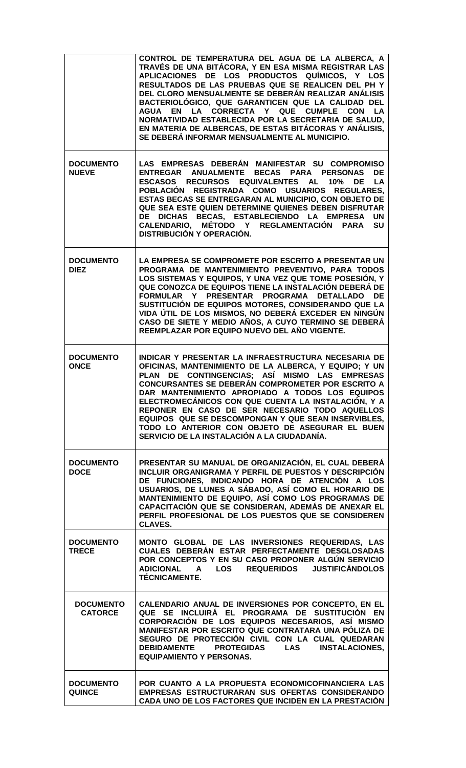| | |
|---|---|
| | **CONTROL DE TEMPERATURA DEL AGUA DE LA ALBERCA, A TRAVÉS DE UNA BITÁCORA, Y EN ESA MISMA REGISTRAR LAS APLICACIONES DE LOS PRODUCTOS QUÍMICOS, Y LOS RESULTADOS DE LAS PRUEBAS QUE SE REALICEN DEL PH Y DEL CLORO MENSUALMENTE SE DEBERÁN REALIZAR ANÁLISIS BACTERIOLÓGICO, QUE GARANTICEN QUE LA CALIDAD DEL AGUA EN LA CORRECTA Y QUE CUMPLE CON LA NORMATIVIDAD ESTABLECIDA POR LA SECRETARIA DE SALUD, EN MATERIA DE ALBERCAS, DE ESTAS BITÁCORAS Y ANÁLISIS, SE DEBERÁ INFORMAR MENSUALMENTE AL MUNICIPIO.** |
| **DOCUMENTO NUEVE** | **LAS EMPRESAS DEBERÁN MANIFESTAR SU COMPROMISO ENTREGAR ANUALMENTE BECAS PARA PERSONAS DE ESCASOS RECURSOS EQUIVALENTES AL 10% DE LA POBLACIÓN REGISTRADA COMO USUARIOS REGULARES, ESTAS BECAS SE ENTREGARAN AL MUNICIPIO, CON OBJETO DE QUE SEA ESTE QUIEN DETERMINE QUIENES DEBEN DISFRUTAR DE DICHAS BECAS, ESTABLECIENDO LA EMPRESA UN CALENDARIO, MÉTODO Y REGLAMENTACIÓN PARA SU DISTRIBUCIÓN Y OPERACIÓN.** |
| **DOCUMENTO DIEZ** | **LA EMPRESA SE COMPROMETE POR ESCRITO A PRESENTAR UN PROGRAMA DE MANTENIMIENTO PREVENTIVO, PARA TODOS LOS SISTEMAS Y EQUIPOS, Y UNA VEZ QUE TOME POSESIÓN, Y QUE CONOZCA DE EQUIPOS TIENE LA INSTALACIÓN DEBERÁ DE FORMULAR Y PRESENTAR PROGRAMA DETALLADO DE SUSTITUCIÓN DE EQUIPOS MOTORES, CONSIDERANDO QUE LA VIDA ÚTIL DE LOS MISMOS, NO DEBERÁ EXCEDER EN NINGÚN CASO DE SIETE Y MEDIO AÑOS, A CUYO TERMINO SE DEBERÁ REEMPLAZAR POR EQUIPO NUEVO DEL AÑO VIGENTE.** |
| **DOCUMENTO ONCE** | **INDICAR Y PRESENTAR LA INFRAESTRUCTURA NECESARIA DE OFICINAS, MANTENIMIENTO DE LA ALBERCA, Y EQUIPO; Y UN PLAN DE CONTINGENCIAS; ASÍ MISMO LAS EMPRESAS CONCURSANTES SE DEBERÁN COMPROMETER POR ESCRITO A DAR MANTENIMIENTO APROPIADO A TODOS LOS EQUIPOS ELECTROMECÁNICOS CON QUE CUENTA LA INSTALACIÓN, Y A REPONER EN CASO DE SER NECESARIO TODO AQUELLOS EQUIPOS QUE SE DESCOMPONGAN Y QUE SEAN INSERVIBLES, TODO LO ANTERIOR CON OBJETO DE ASEGURAR EL BUEN SERVICIO DE LA INSTALACIÓN A LA CIUDADANÍA.** |
| **DOCUMENTO DOCE** | **PRESENTAR SU MANUAL DE ORGANIZACIÓN, EL CUAL DEBERÁ INCLUIR ORGANIGRAMA Y PERFIL DE PUESTOS Y DESCRIPCIÓN DE FUNCIONES, INDICANDO HORA DE ATENCIÓN A LOS USUARIOS, DE LUNES A SÁBADO, ASÍ COMO EL HORARIO DE MANTENIMIENTO DE EQUIPO, ASÍ COMO LOS PROGRAMAS DE CAPACITACIÓN QUE SE CONSIDERAN, ADEMÁS DE ANEXAR EL PERFIL PROFESIONAL DE LOS PUESTOS QUE SE CONSIDEREN CLAVES.** |
| **DOCUMENTO TRECE** | **MONTO GLOBAL DE LAS INVERSIONES REQUERIDAS, LAS CUALES DEBERÁN ESTAR PERFECTAMENTE DESGLOSADAS POR CONCEPTOS Y EN SU CASO PROPONER ALGÚN SERVICIO ADICIONAL A LOS REQUERIDOS JUSTIFICÁNDOLOS TÉCNICAMENTE.** |
| **DOCUMENTO CATORCE** | **CALENDARIO ANUAL DE INVERSIONES POR CONCEPTO, EN EL QUE SE INCLUIRÁ EL PROGRAMA DE SUSTITUCIÓN EN CORPORACIÓN DE LOS EQUIPOS NECESARIOS, ASÍ MISMO MANIFESTAR POR ESCRITO QUE CONTRATARA UNA PÓLIZA DE SEGURO DE PROTECCIÓN CIVIL CON LA CUAL QUEDARAN DEBIDAMENTE PROTEGIDAS LAS INSTALACIONES, EQUIPAMIENTO Y PERSONAS.** |
| **DOCUMENTO QUINCE** | **POR CUANTO A LA PROPUESTA ECONOMICOFINANCIERA LAS EMPRESAS ESTRUCTURARAN SUS OFERTAS CONSIDERANDO CADA UNO DE LOS FACTORES QUE INCIDEN EN LA PRESTACIÓN** |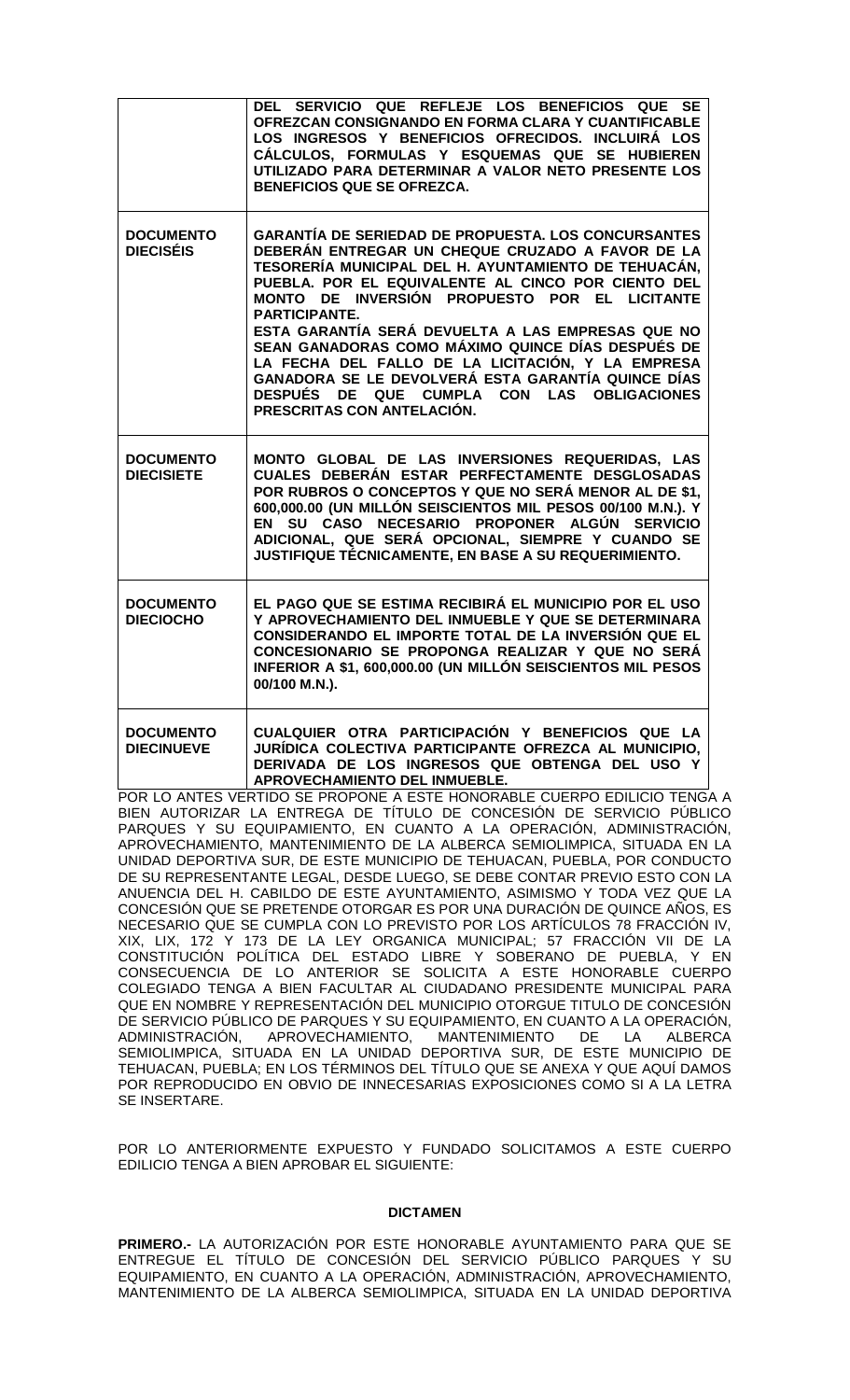| | |
|---|---|
| | **DEL SERVICIO QUE REFLEJE LOS BENEFICIOS QUE SE OFREZCAN CONSIGNANDO EN FORMA CLARA Y CUANTIFICABLE LOS INGRESOS Y BENEFICIOS OFRECIDOS. INCLUIRÁ LOS CÁLCULOS, FORMULAS Y ESQUEMAS QUE SE HUBIEREN UTILIZADO PARA DETERMINAR A VALOR NETO PRESENTE LOS BENEFICIOS QUE SE OFREZCA.** |
| **DOCUMENTO DIECISÉIS** | **GARANTÍA DE SERIEDAD DE PROPUESTA. LOS CONCURSANTES DEBERÁN ENTREGAR UN CHEQUE CRUZADO A FAVOR DE LA TESORERÍA MUNICIPAL DEL H. AYUNTAMIENTO DE TEHUACÁN, PUEBLA. POR EL EQUIVALENTE AL CINCO POR CIENTO DEL MONTO DE INVERSIÓN PROPUESTO POR EL LICITANTE PARTICIPANTE.** <br> **ESTA GARANTÍA SERÁ DEVUELTA A LAS EMPRESAS QUE NO SEAN GANADORAS COMO MÁXIMO QUINCE DÍAS DESPUÉS DE LA FECHA DEL FALLO DE LA LICITACIÓN, Y LA EMPRESA GANADORA SE LE DEVOLVERÁ ESTA GARANTÍA QUINCE DÍAS DESPUÉS DE QUE CUMPLA CON LAS OBLIGACIONES PRESCRITAS CON ANTELACIÓN.** |
| **DOCUMENTO DIECISIETE** | **MONTO GLOBAL DE LAS INVERSIONES REQUERIDAS, LAS CUALES DEBERÁN ESTAR PERFECTAMENTE DESGLOSADAS POR RUBROS O CONCEPTOS Y QUE NO SERÁ MENOR AL DE $1, 600,000.00 (UN MILLÓN SEISCIENTOS MIL PESOS 00/100 M.N.). Y EN SU CASO NECESARIO PROPONER ALGÚN SERVICIO ADICIONAL, QUE SERÁ OPCIONAL, SIEMPRE Y CUANDO SE JUSTIFIQUE TÉCNICAMENTE, EN BASE A SU REQUERIMIENTO.** |
| **DOCUMENTO DIECIOCHO** | **EL PAGO QUE SE ESTIMA RECIBIRÁ EL MUNICIPIO POR EL USO Y APROVECHAMIENTO DEL INMUEBLE Y QUE SE DETERMINARA CONSIDERANDO EL IMPORTE TOTAL DE LA INVERSIÓN QUE EL CONCESIONARIO SE PROPONGA REALIZAR Y QUE NO SERÁ INFERIOR A $1, 600,000.00 (UN MILLÓN SEISCIENTOS MIL PESOS 00/100 M.N.).** |
| **DOCUMENTO DIECINUEVE** | **CUALQUIER OTRA PARTICIPACIÓN Y BENEFICIOS QUE LA JURÍDICA COLECTIVA PARTICIPANTE OFREZCA AL MUNICIPIO, DERIVADA DE LOS INGRESOS QUE OBTENGA DEL USO Y APROVECHAMIENTO DEL INMUEBLE.** |

POR LO ANTES VERTIDO SE PROPONE A ESTE HONORABLE CUERPO EDILICIO TENGA A BIEN AUTORIZAR LA ENTREGA DE TÍTULO DE CONCESIÓN DE SERVICIO PÚBLICO PARQUES Y SU EQUIPAMIENTO, EN CUANTO A LA OPERACIÓN, ADMINISTRACIÓN, APROVECHAMIENTO, MANTENIMIENTO DE LA ALBERCA SEMIOLIMPICA, SITUADA EN LA UNIDAD DEPORTIVA SUR, DE ESTE MUNICIPIO DE TEHUACAN, PUEBLA, POR CONDUCTO DE SU REPRESENTANTE LEGAL, DESDE LUEGO, SE DEBE CONTAR PREVIO ESTO CON LA ANUENCIA DEL H. CABILDO DE ESTE AYUNTAMIENTO, ASIMISMO Y TODA VEZ QUE LA CONCESIÓN QUE SE PRETENDE OTORGAR ES POR UNA DURACIÓN DE QUINCE AÑOS, ES NECESARIO QUE SE CUMPLA CON LO PREVISTO POR LOS ARTÍCULOS 78 FRACCIÓN IV, XIX, LIX, 172 Y 173 DE LA LEY ORGANICA MUNICIPAL; 57 FRACCIÓN VII DE LA CONSTITUCIÓN POLÍTICA DEL ESTADO LIBRE Y SOBERANO DE PUEBLA, Y EN CONSECUENCIA DE LO ANTERIOR SE SOLICITA A ESTE HONORABLE CUERPO COLEGIADO TENGA A BIEN FACULTAR AL CIUDADANO PRESIDENTE MUNICIPAL PARA QUE EN NOMBRE Y REPRESENTACIÓN DEL MUNICIPIO OTORGUE TITULO DE CONCESIÓN DE SERVICIO PÚBLICO DE PARQUES Y SU EQUIPAMIENTO, EN CUANTO A LA OPERACIÓN, ADMINISTRACIÓN, APROVECHAMIENTO, MANTENIMIENTO DE LA ALBERCA SEMIOLIMPICA, SITUADA EN LA UNIDAD DEPORTIVA SUR, DE ESTE MUNICIPIO DE TEHUACAN, PUEBLA; EN LOS TÉRMINOS DEL TÍTULO QUE SE ANEXA Y QUE AQUÍ DAMOS POR REPRODUCIDO EN OBVIO DE INNECESARIAS EXPOSICIONES COMO SI A LA LETRA SE INSERTARE.

POR LO ANTERIORMENTE EXPUESTO Y FUNDADO SOLICITAMOS A ESTE CUERPO EDILICIO TENGA A BIEN APROBAR EL SIGUIENTE:

**DICTAMEN**

**PRIMERO.-** LA AUTORIZACIÓN POR ESTE HONORABLE AYUNTAMIENTO PARA QUE SE ENTREGUE EL TÍTULO DE CONCESIÓN DEL SERVICIO PÚBLICO PARQUES Y SU EQUIPAMIENTO, EN CUANTO A LA OPERACIÓN, ADMINISTRACIÓN, APROVECHAMIENTO, MANTENIMIENTO DE LA ALBERCA SEMIOLIMPICA, SITUADA EN LA UNIDAD DEPORTIVA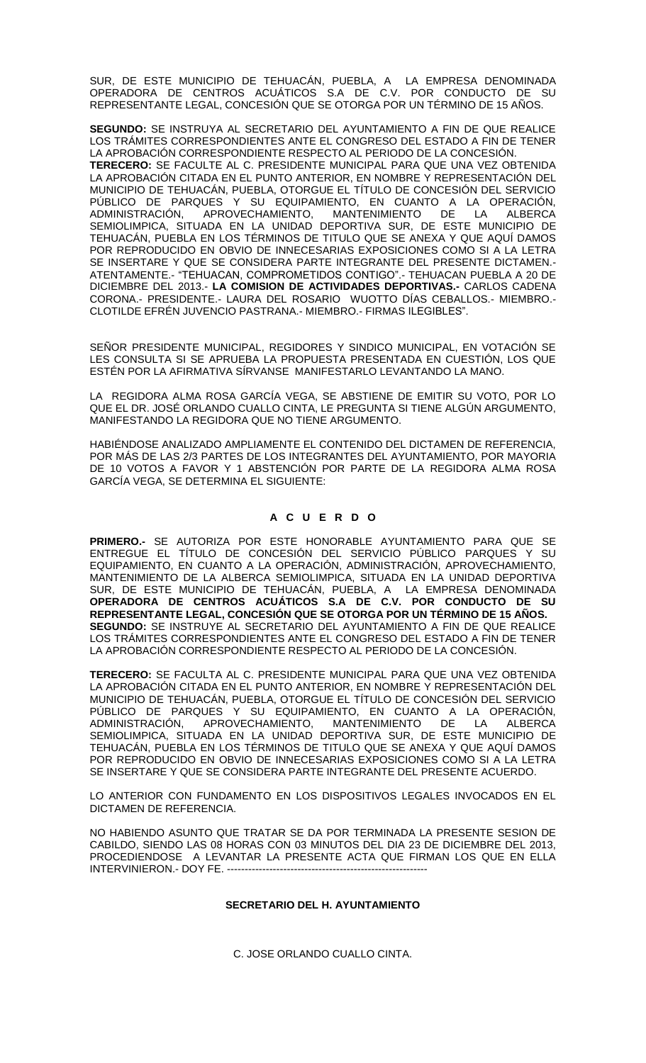SUR, DE ESTE MUNICIPIO DE TEHUACÁN, PUEBLA, A LA EMPRESA DENOMINADA OPERADORA DE CENTROS ACUÁTICOS S.A DE C.V. POR CONDUCTO DE SU REPRESENTANTE LEGAL, CONCESIÓN QUE SE OTORGA POR UN TÉRMINO DE 15 AÑOS.

**SEGUNDO:** SE INSTRUYA AL SECRETARIO DEL AYUNTAMIENTO A FIN DE QUE REALICE LOS TRÁMITES CORRESPONDIENTES ANTE EL CONGRESO DEL ESTADO A FIN DE TENER LA APROBACIÓN CORRESPONDIENTE RESPECTO AL PERIODO DE LA CONCESIÓN.
**TERECERO:** SE FACULTE AL C. PRESIDENTE MUNICIPAL PARA QUE UNA VEZ OBTENIDA LA APROBACIÓN CITADA EN EL PUNTO ANTERIOR, EN NOMBRE Y REPRESENTACIÓN DEL MUNICIPIO DE TEHUACÁN, PUEBLA, OTORGUE EL TÍTULO DE CONCESIÓN DEL SERVICIO PÚBLICO DE PARQUES Y SU EQUIPAMIENTO, EN CUANTO A LA OPERACIÓN, ADMINISTRACIÓN, APROVECHAMIENTO, MANTENIMIENTO DE LA ALBERCA SEMIOLIMPICA, SITUADA EN LA UNIDAD DEPORTIVA SUR, DE ESTE MUNICIPIO DE TEHUACÁN, PUEBLA EN LOS TÉRMINOS DE TITULO QUE SE ANEXA Y QUE AQUÍ DAMOS POR REPRODUCIDO EN OBVIO DE INNECESARIAS EXPOSICIONES COMO SI A LA LETRA SE INSERTARE Y QUE SE CONSIDERA PARTE INTEGRANTE DEL PRESENTE DICTAMEN.- ATENTAMENTE.- "TEHUACAN, COMPROMETIDOS CONTIGO".- TEHUACAN PUEBLA A 20 DE DICIEMBRE DEL 2013.- **LA COMISION DE ACTIVIDADES DEPORTIVAS.-** CARLOS CADENA CORONA.- PRESIDENTE.- LAURA DEL ROSARIO WUOTTO DÍAS CEBALLOS.- MIEMBRO.- CLOTILDE EFRÉN JUVENCIO PASTRANA.- MIEMBRO.- FIRMAS ILEGIBLES".

SEÑOR PRESIDENTE MUNICIPAL, REGIDORES Y SINDICO MUNICIPAL, EN VOTACIÓN SE LES CONSULTA SI SE APRUEBA LA PROPUESTA PRESENTADA EN CUESTIÓN, LOS QUE ESTÉN POR LA AFIRMATIVA SÍRVANSE MANIFESTARLO LEVANTANDO LA MANO.

LA REGIDORA ALMA ROSA GARCÍA VEGA, SE ABSTIENE DE EMITIR SU VOTO, POR LO QUE EL DR. JOSÉ ORLANDO CUALLO CINTA, LE PREGUNTA SI TIENE ALGÚN ARGUMENTO, MANIFESTANDO LA REGIDORA QUE NO TIENE ARGUMENTO.

HABIÉNDOSE ANALIZADO AMPLIAMENTE EL CONTENIDO DEL DICTAMEN DE REFERENCIA, POR MÁS DE LAS 2/3 PARTES DE LOS INTEGRANTES DEL AYUNTAMIENTO, POR MAYORIA DE 10 VOTOS A FAVOR Y 1 ABSTENCIÓN POR PARTE DE LA REGIDORA ALMA ROSA GARCÍA VEGA, SE DETERMINA EL SIGUIENTE:

## A C U E R D O

**PRIMERO.-** SE AUTORIZA POR ESTE HONORABLE AYUNTAMIENTO PARA QUE SE ENTREGUE EL TÍTULO DE CONCESIÓN DEL SERVICIO PÚBLICO PARQUES Y SU EQUIPAMIENTO, EN CUANTO A LA OPERACIÓN, ADMINISTRACIÓN, APROVECHAMIENTO, MANTENIMIENTO DE LA ALBERCA SEMIOLIMPICA, SITUADA EN LA UNIDAD DEPORTIVA SUR, DE ESTE MUNICIPIO DE TEHUACÁN, PUEBLA, A LA EMPRESA DENOMINADA **OPERADORA DE CENTROS ACUÁTICOS S.A DE C.V. POR CONDUCTO DE SU REPRESENTANTE LEGAL, CONCESIÓN QUE SE OTORGA POR UN TÉRMINO DE 15 AÑOS.**
**SEGUNDO:** SE INSTRUYE AL SECRETARIO DEL AYUNTAMIENTO A FIN DE QUE REALICE LOS TRÁMITES CORRESPONDIENTES ANTE EL CONGRESO DEL ESTADO A FIN DE TENER LA APROBACIÓN CORRESPONDIENTE RESPECTO AL PERIODO DE LA CONCESIÓN.

**TERECERO:** SE FACULTA AL C. PRESIDENTE MUNICIPAL PARA QUE UNA VEZ OBTENIDA LA APROBACIÓN CITADA EN EL PUNTO ANTERIOR, EN NOMBRE Y REPRESENTACIÓN DEL MUNICIPIO DE TEHUACÁN, PUEBLA, OTORGUE EL TÍTULO DE CONCESIÓN DEL SERVICIO PÚBLICO DE PARQUES Y SU EQUIPAMIENTO, EN CUANTO A LA OPERACIÓN, ADMINISTRACIÓN, APROVECHAMIENTO, MANTENIMIENTO DE LA ALBERCA SEMIOLIMPICA, SITUADA EN LA UNIDAD DEPORTIVA SUR, DE ESTE MUNICIPIO DE TEHUACÁN, PUEBLA EN LOS TÉRMINOS DE TITULO QUE SE ANEXA Y QUE AQUÍ DAMOS POR REPRODUCIDO EN OBVIO DE INNECESARIAS EXPOSICIONES COMO SI A LA LETRA SE INSERTARE Y QUE SE CONSIDERA PARTE INTEGRANTE DEL PRESENTE ACUERDO.

LO ANTERIOR CON FUNDAMENTO EN LOS DISPOSITIVOS LEGALES INVOCADOS EN EL DICTAMEN DE REFERENCIA.

NO HABIENDO ASUNTO QUE TRATAR SE DA POR TERMINADA LA PRESENTE SESION DE CABILDO, SIENDO LAS 08 HORAS CON 03 MINUTOS DEL DIA 23 DE DICIEMBRE DEL 2013, PROCEDIENDOSE A LEVANTAR LA PRESENTE ACTA QUE FIRMAN LOS QUE EN ELLA INTERVINIERON.- DOY FE. ---------------------------------------------------------

**SECRETARIO DEL H. AYUNTAMIENTO**

C. JOSE ORLANDO CUALLO CINTA.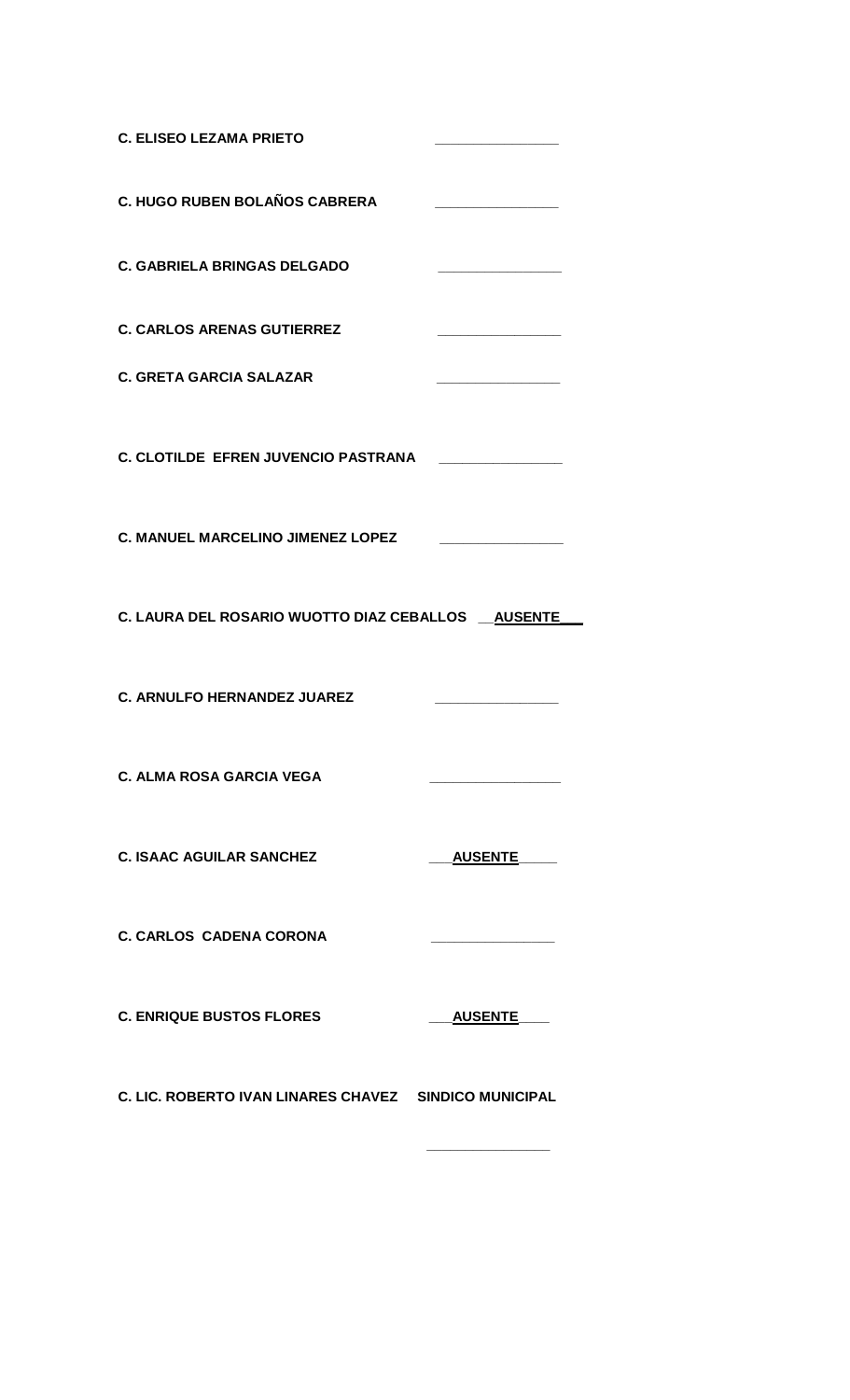**C. ELISEO LEZAMA PRIETO** _______________

**C. HUGO RUBEN BOLAÑOS CABRERA** _______________

**C. GABRIELA BRINGAS DELGADO** _______________

**C. CARLOS ARENAS GUTIERREZ** _______________

**C. GRETA GARCIA SALAZAR** _______________

**C. CLOTILDE EFREN JUVENCIO PASTRANA** _______________

**C. MANUEL MARCELINO JIMENEZ LOPEZ** _______________

**C. LAURA DEL ROSARIO WUOTTO DIAZ CEBALLOS** __**AUSENTE**___

**C. ARNULFO HERNANDEZ JUAREZ** _______________

**C. ALMA ROSA GARCIA VEGA** _______________

**C. ISAAC AGUILAR SANCHEZ** ___**AUSENTE**_____

**C. CARLOS CADENA CORONA** _______________

**C. ENRIQUE BUSTOS FLORES** ___**AUSENTE**____

**C. LIC. ROBERTO IVAN LINARES CHAVEZ SINDICO MUNICIPAL**

_______________